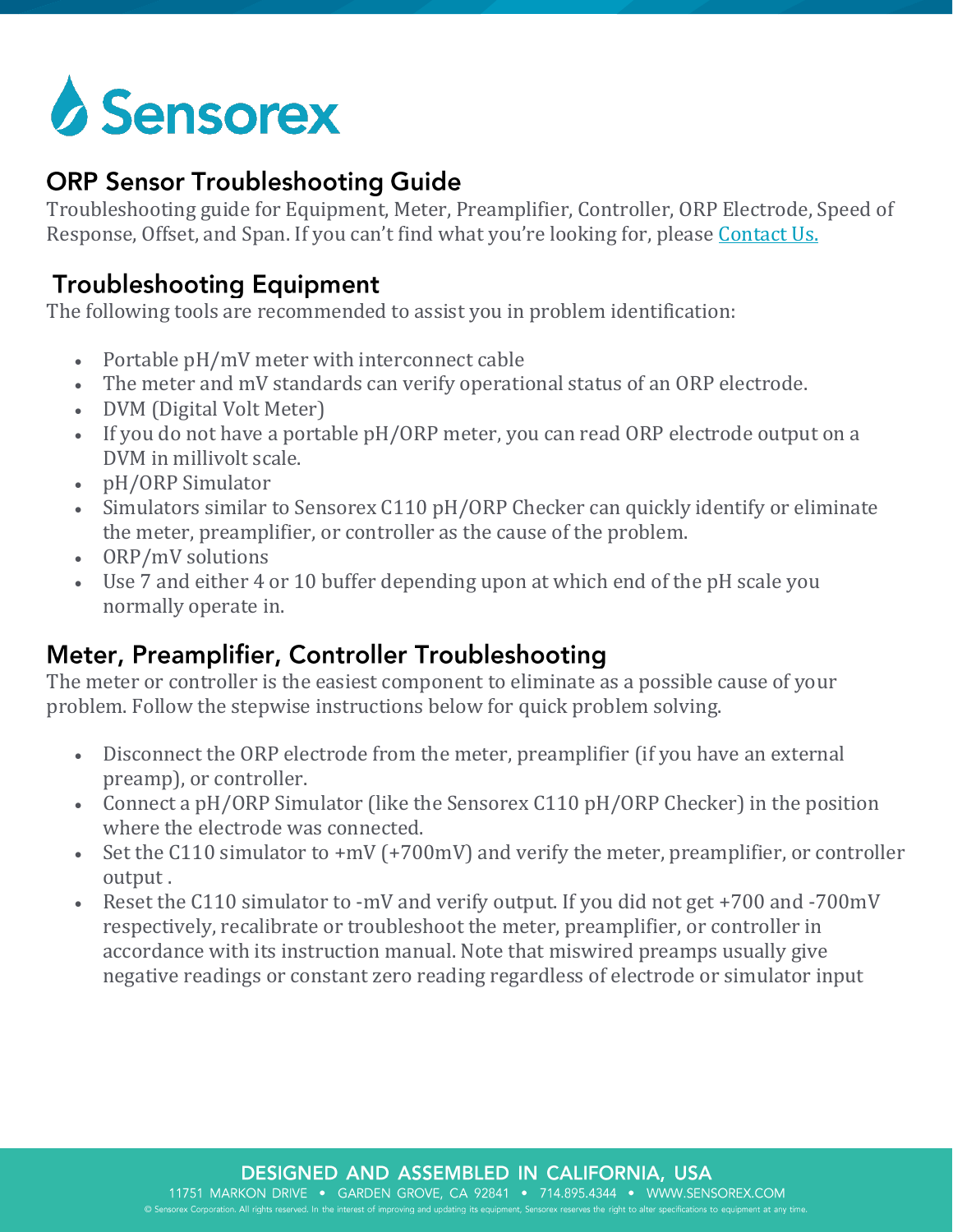# Sensorex

## ORP Sensor Troubleshooting Guide

Troubleshooting guide for Equipment, Meter, Preamplifier, Controller, ORP Electrode, Speed of Response, Offset, and Span. If you can't find what you're looking for, please [Contact Us.]()

## Troubleshooting Equipment

The following tools are recommended to assist you in problem identification:

- Portable pH/mV meter with interconnect cable
- The meter and mV standards can verify operational status of an ORP electrode.
- DVM (Digital Volt Meter)
- If you do not have a portable pH/ORP meter, you can read ORP electrode output on a DVM in millivolt scale.
- pH/ORP Simulator
- Simulators similar to Sensorex C110 pH/ORP Checker can quickly identify or eliminate the meter, preamplifier, or controller as the cause of the problem.
- ORP/mV solutions
- Use 7 and either 4 or 10 buffer depending upon at which end of the pH scale you normally operate in.

## Meter, Preamplifier, Controller Troubleshooting

The meter or controller is the easiest component to eliminate as a possible cause of your problem. Follow the stepwise instructions below for quick problem solving.

- Disconnect the ORP electrode from the meter, preamplifier (if you have an external preamp), or controller.
- Connect a pH/ORP Simulator (like the Sensorex C110 pH/ORP Checker) in the position where the electrode was connected.
- Set the C110 simulator to +mV (+700mV) and verify the meter, preamplifier, or controller output .
- Reset the C110 simulator to -mV and verify output. If you did not get +700 and -700mV respectively, recalibrate or troubleshoot the meter, preamplifier, or controller in accordance with its instruction manual. Note that miswired preamps usually give negative readings or constant zero reading regardless of electrode or simulator input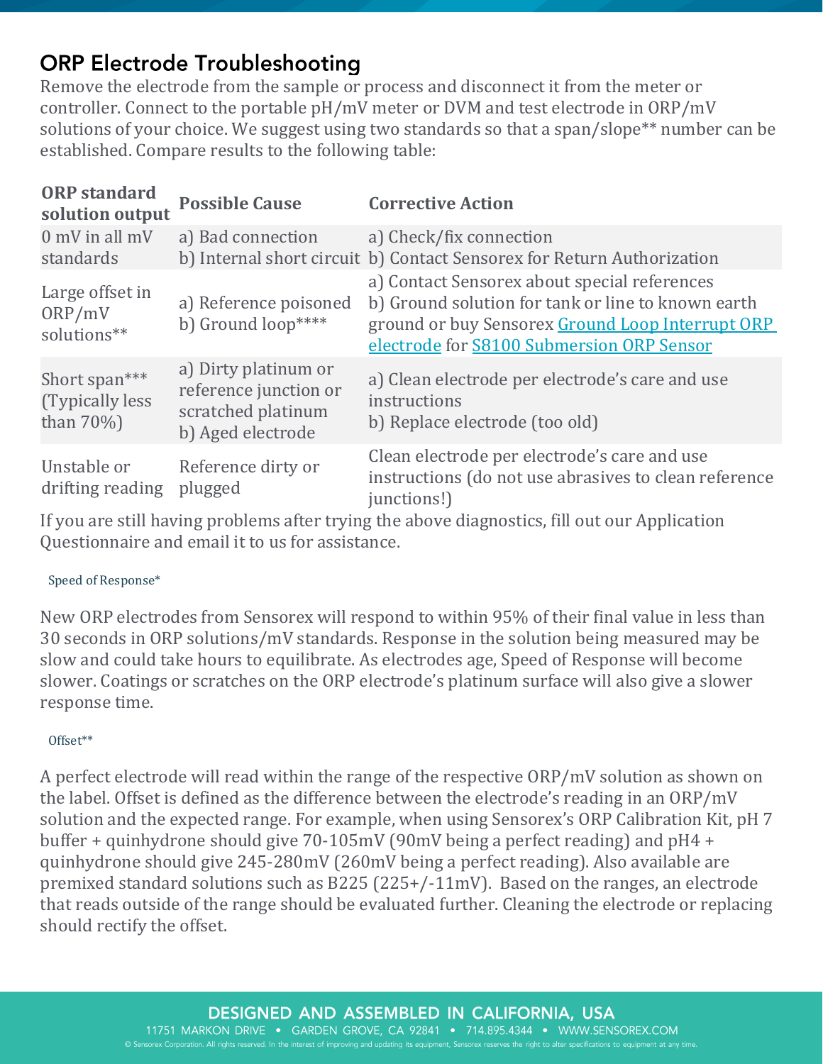## ORP Electrode Troubleshooting

Remove the electrode from the sample or process and disconnect it from the meter or controller. Connect to the portable pH/mV meter or DVM and test electrode in ORP/mV solutions of your choice. We suggest using two standards so that a span/slope** number can be established. Compare results to the following table:

| ORP standard solution output | Possible Cause | Corrective Action |
|---|---|---|
| 0 mV in all mV standards | a) Bad connection<br>b) Internal short circuit | a) Check/fix connection<br>b) Contact Sensorex for Return Authorization |
| Large offset in ORP/mV solutions** | a) Reference poisoned<br>b) Ground loop**** | a) Contact Sensorex about special references<br>b) Ground solution for tank or line to known earth ground or buy Sensorex Ground Loop Interrupt ORP electrode for S8100 Submersion ORP Sensor |
| Short span*** (Typically less than 70%) | a) Dirty platinum or reference junction or scratched platinum<br>b) Aged electrode | a) Clean electrode per electrode's care and use instructions<br>b) Replace electrode (too old) |
| Unstable or drifting reading | Reference dirty or plugged | Clean electrode per electrode's care and use instructions (do not use abrasives to clean reference junctions!) |

If you are still having problems after trying the above diagnostics, fill out our Application Questionnaire and email it to us for assistance.

Speed of Response*

New ORP electrodes from Sensorex will respond to within 95% of their final value in less than 30 seconds in ORP solutions/mV standards. Response in the solution being measured may be slow and could take hours to equilibrate. As electrodes age, Speed of Response will become slower. Coatings or scratches on the ORP electrode's platinum surface will also give a slower response time.

Offset**

A perfect electrode will read within the range of the respective ORP/mV solution as shown on the label. Offset is defined as the difference between the electrode's reading in an ORP/mV solution and the expected range. For example, when using Sensorex's ORP Calibration Kit, pH 7 buffer + quinhydrone should give 70-105mV (90mV being a perfect reading) and pH4 + quinhydrone should give 245-280mV (260mV being a perfect reading). Also available are premixed standard solutions such as B225 (225+/-11mV). Based on the ranges, an electrode that reads outside of the range should be evaluated further. Cleaning the electrode or replacing should rectify the offset.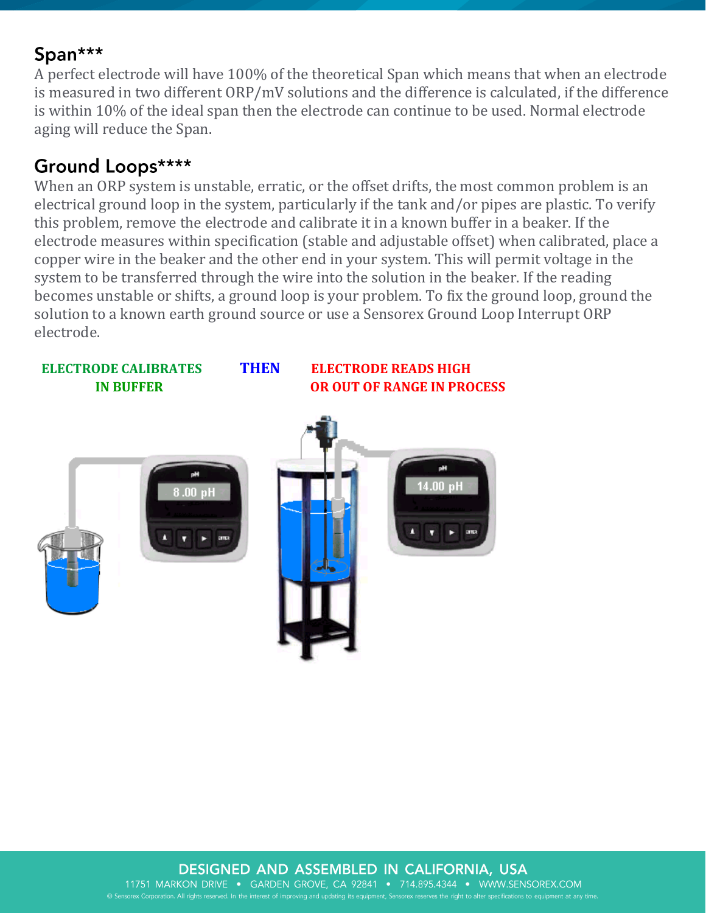## Span***

A perfect electrode will have 100% of the theoretical Span which means that when an electrode is measured in two different ORP/mV solutions and the difference is calculated, if the difference is within 10% of the ideal span then the electrode can continue to be used. Normal electrode aging will reduce the Span.

## Ground Loops****

When an ORP system is unstable, erratic, or the offset drifts, the most common problem is an electrical ground loop in the system, particularly if the tank and/or pipes are plastic. To verify this problem, remove the electrode and calibrate it in a known buffer in a beaker. If the electrode measures within specification (stable and adjustable offset) when calibrated, place a copper wire in the beaker and the other end in your system. This will permit voltage in the system to be transferred through the wire into the solution in the beaker. If the reading becomes unstable or shifts, a ground loop is your problem. To fix the ground loop, ground the solution to a known earth ground source or use a Sensorex Ground Loop Interrupt ORP electrode.

**ELECTRODE CALIBRATES IN BUFFER**

**THEN**

**ELECTRODE READS HIGH OR OUT OF RANGE IN PROCESS**

8.00 pH

14.00 pH

DESIGNED AND ASSEMBLED IN CALIFORNIA, USA

11751 MARKON DRIVE • GARDEN GROVE, CA 92841 • 714.895.4344 • WWW.SENSOREX.COM

© Sensorex Corporation. All rights reserved. In the interest of improving and updating its equipment, Sensorex reserves the right to alter specifications to equipment at any time.